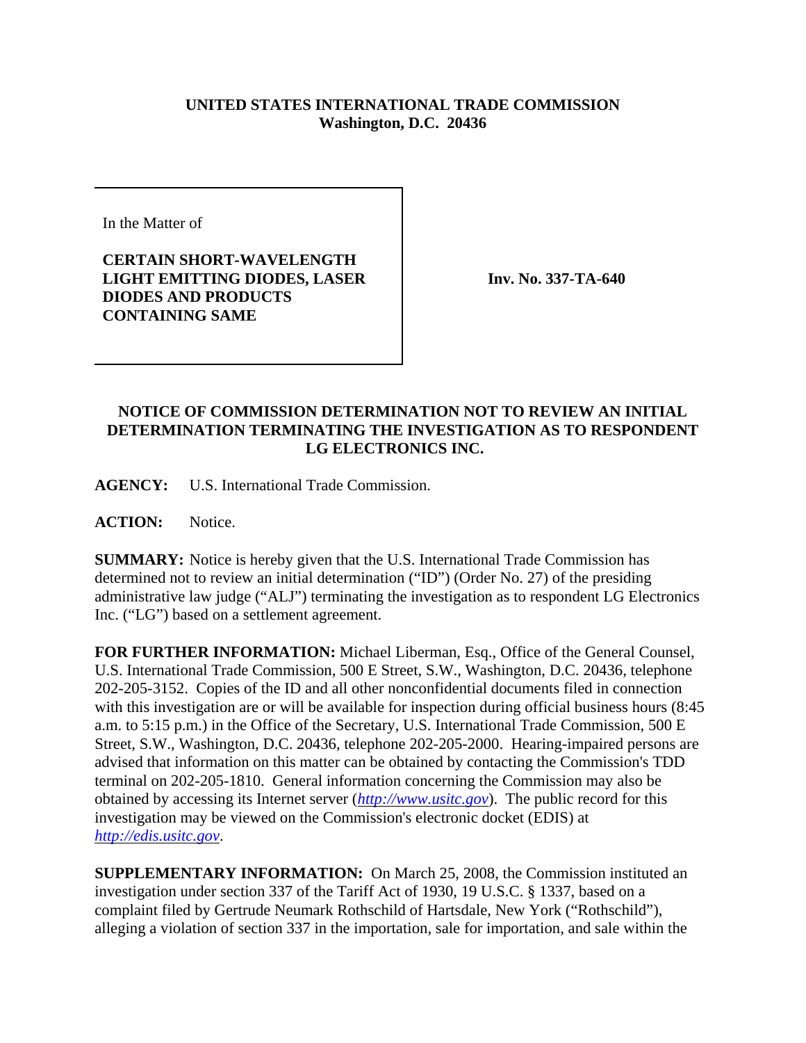**UNITED STATES INTERNATIONAL TRADE COMMISSION**
**Washington, D.C. 20436**

| In the Matter of<br><br>**CERTAIN SHORT-WAVELENGTH LIGHT EMITTING DIODES, LASER DIODES AND PRODUCTS CONTAINING SAME** | **Inv. No. 337-TA-640** |
|---|---|

**NOTICE OF COMMISSION DETERMINATION NOT TO REVIEW AN INITIAL DETERMINATION TERMINATING THE INVESTIGATION AS TO RESPONDENT LG ELECTRONICS INC.**

**AGENCY:** U.S. International Trade Commission.

**ACTION:** Notice.

**SUMMARY:** Notice is hereby given that the U.S. International Trade Commission has determined not to review an initial determination ("ID") (Order No. 27) of the presiding administrative law judge ("ALJ") terminating the investigation as to respondent LG Electronics Inc. ("LG") based on a settlement agreement.

**FOR FURTHER INFORMATION:** Michael Liberman, Esq., Office of the General Counsel, U.S. International Trade Commission, 500 E Street, S.W., Washington, D.C. 20436, telephone 202-205-3152. Copies of the ID and all other nonconfidential documents filed in connection with this investigation are or will be available for inspection during official business hours (8:45 a.m. to 5:15 p.m.) in the Office of the Secretary, U.S. International Trade Commission, 500 E Street, S.W., Washington, D.C. 20436, telephone 202-205-2000. Hearing-impaired persons are advised that information on this matter can be obtained by contacting the Commission's TDD terminal on 202-205-1810. General information concerning the Commission may also be obtained by accessing its Internet server (*http://www.usitc.gov*). The public record for this investigation may be viewed on the Commission's electronic docket (EDIS) at *http://edis.usitc.gov*.

**SUPPLEMENTARY INFORMATION:** On March 25, 2008, the Commission instituted an investigation under section 337 of the Tariff Act of 1930, 19 U.S.C. § 1337, based on a complaint filed by Gertrude Neumark Rothschild of Hartsdale, New York ("Rothschild"), alleging a violation of section 337 in the importation, sale for importation, and sale within the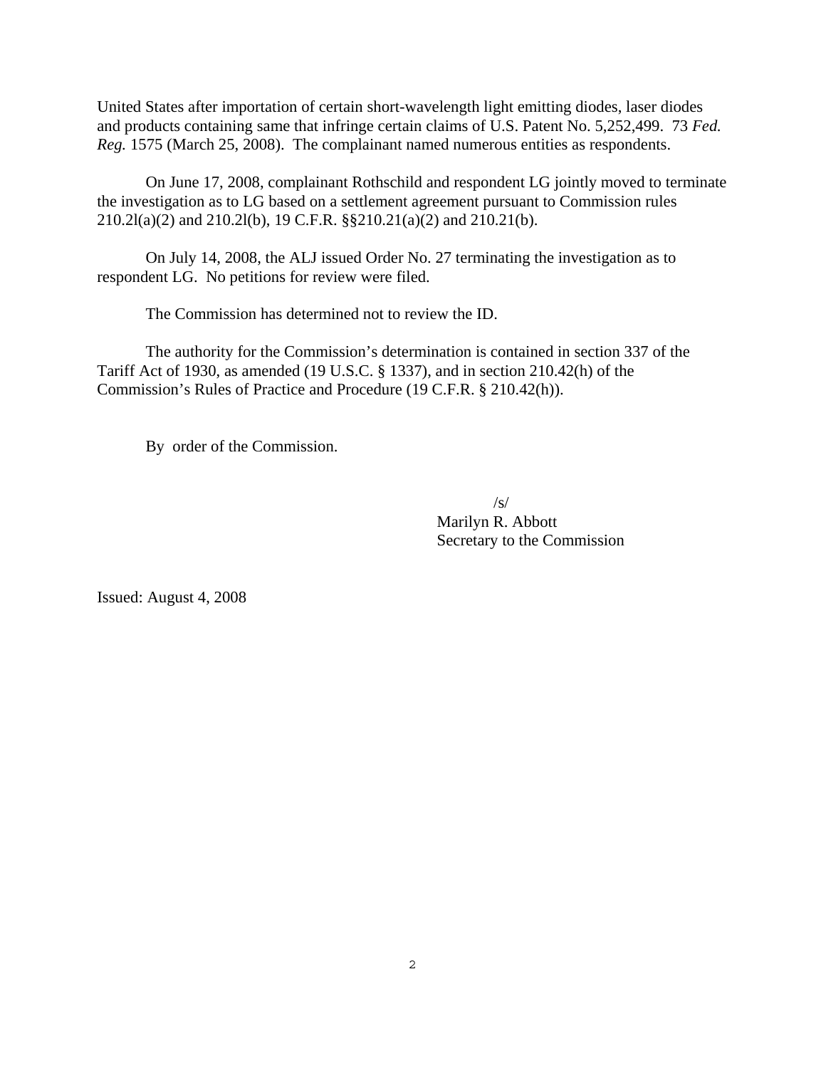United States after importation of certain short-wavelength light emitting diodes, laser diodes and products containing same that infringe certain claims of U.S. Patent No. 5,252,499. 73 *Fed. Reg.* 1575 (March 25, 2008). The complainant named numerous entities as respondents.

On June 17, 2008, complainant Rothschild and respondent LG jointly moved to terminate the investigation as to LG based on a settlement agreement pursuant to Commission rules 210.2l(a)(2) and 210.2l(b), 19 C.F.R. §§210.21(a)(2) and 210.21(b).

On July 14, 2008, the ALJ issued Order No. 27 terminating the investigation as to respondent LG. No petitions for review were filed.

The Commission has determined not to review the ID.

The authority for the Commission's determination is contained in section 337 of the Tariff Act of 1930, as amended (19 U.S.C. § 1337), and in section 210.42(h) of the Commission's Rules of Practice and Procedure (19 C.F.R. § 210.42(h)).

By order of the Commission.

/s/
Marilyn R. Abbott
Secretary to the Commission

Issued: August 4, 2008